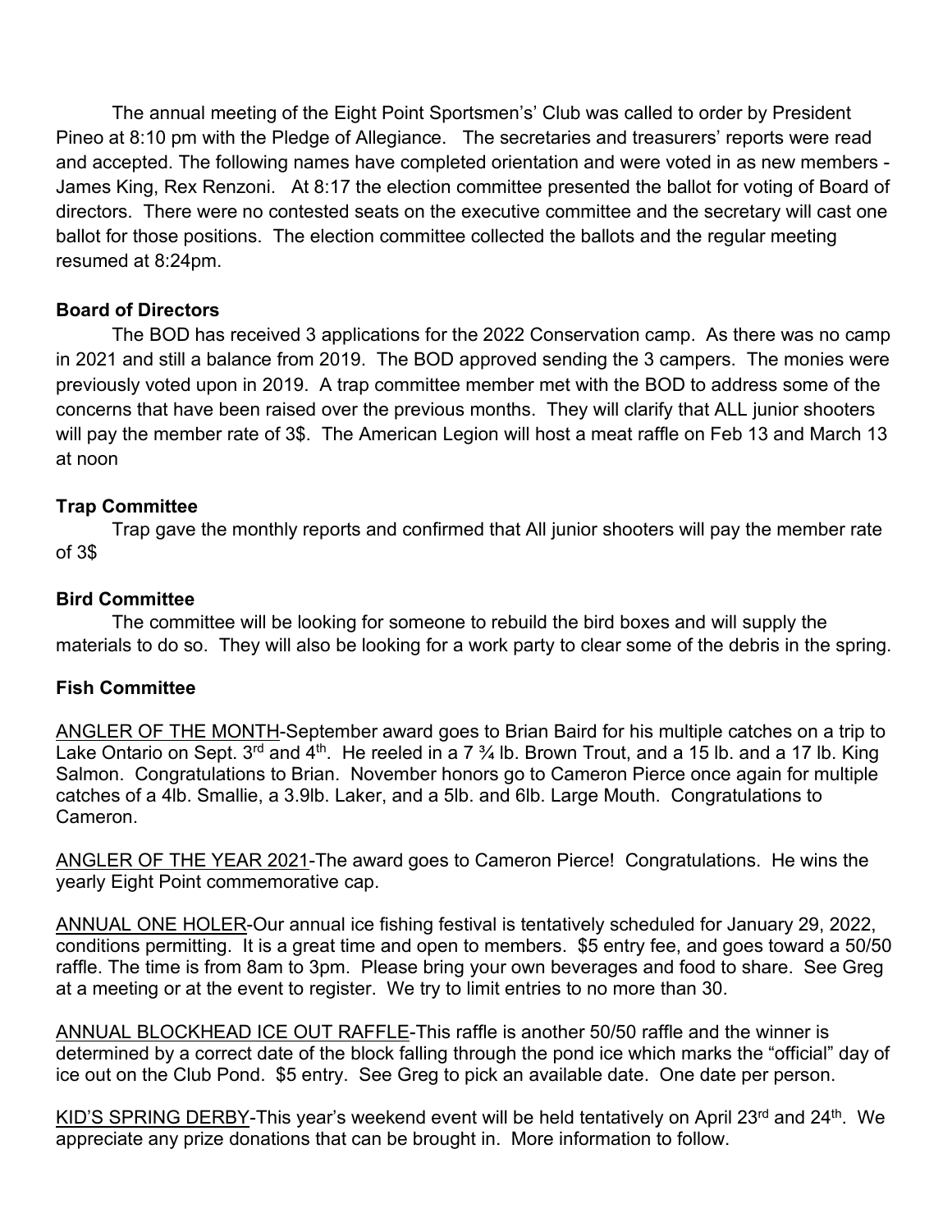The annual meeting of the Eight Point Sportsmen's' Club was called to order by President Pineo at 8:10 pm with the Pledge of Allegiance. The secretaries and treasurers' reports were read and accepted. The following names have completed orientation and were voted in as new members - James King, Rex Renzoni. At 8:17 the election committee presented the ballot for voting of Board of directors. There were no contested seats on the executive committee and the secretary will cast one ballot for those positions. The election committee collected the ballots and the regular meeting resumed at 8:24pm.

**Board of Directors**

The BOD has received 3 applications for the 2022 Conservation camp. As there was no camp in 2021 and still a balance from 2019. The BOD approved sending the 3 campers. The monies were previously voted upon in 2019. A trap committee member met with the BOD to address some of the concerns that have been raised over the previous months. They will clarify that ALL junior shooters will pay the member rate of 3$. The American Legion will host a meat raffle on Feb 13 and March 13 at noon

**Trap Committee**

Trap gave the monthly reports and confirmed that All junior shooters will pay the member rate of 3$

**Bird Committee**

The committee will be looking for someone to rebuild the bird boxes and will supply the materials to do so. They will also be looking for a work party to clear some of the debris in the spring.

**Fish Committee**

ANGLER OF THE MONTH-September award goes to Brian Baird for his multiple catches on a trip to Lake Ontario on Sept. 3rd and 4th. He reeled in a 7 ¾ lb. Brown Trout, and a 15 lb. and a 17 lb. King Salmon. Congratulations to Brian. November honors go to Cameron Pierce once again for multiple catches of a 4lb. Smallie, a 3.9lb. Laker, and a 5lb. and 6lb. Large Mouth. Congratulations to Cameron.

ANGLER OF THE YEAR 2021-The award goes to Cameron Pierce! Congratulations. He wins the yearly Eight Point commemorative cap.

ANNUAL ONE HOLER-Our annual ice fishing festival is tentatively scheduled for January 29, 2022, conditions permitting. It is a great time and open to members. $5 entry fee, and goes toward a 50/50 raffle. The time is from 8am to 3pm. Please bring your own beverages and food to share. See Greg at a meeting or at the event to register. We try to limit entries to no more than 30.

ANNUAL BLOCKHEAD ICE OUT RAFFLE-This raffle is another 50/50 raffle and the winner is determined by a correct date of the block falling through the pond ice which marks the "official" day of ice out on the Club Pond. $5 entry. See Greg to pick an available date. One date per person.

KID'S SPRING DERBY-This year's weekend event will be held tentatively on April 23rd and 24th. We appreciate any prize donations that can be brought in. More information to follow.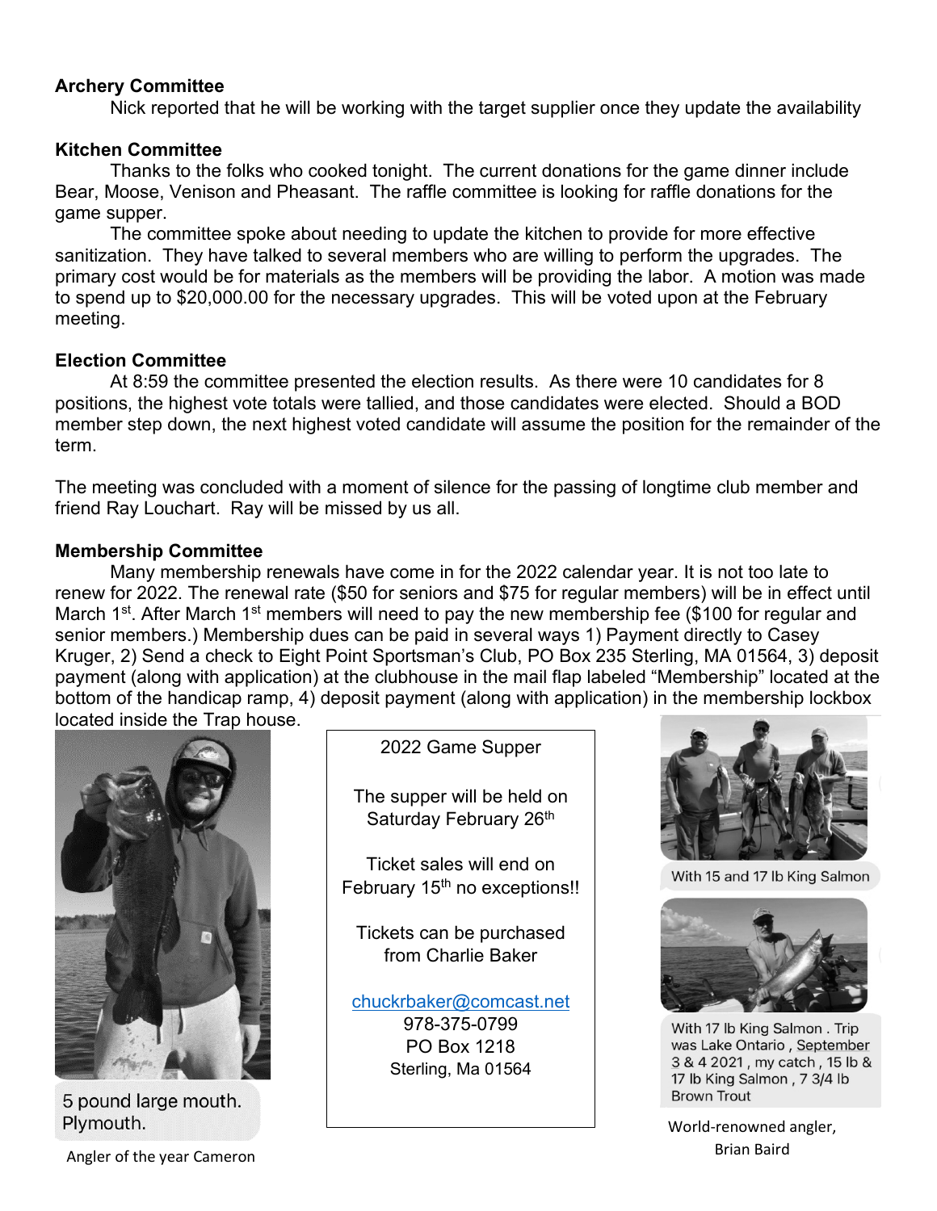**Archery Committee**

Nick reported that he will be working with the target supplier once they update the availability

**Kitchen Committee**

Thanks to the folks who cooked tonight. The current donations for the game dinner include Bear, Moose, Venison and Pheasant. The raffle committee is looking for raffle donations for the game supper.

The committee spoke about needing to update the kitchen to provide for more effective sanitization. They have talked to several members who are willing to perform the upgrades. The primary cost would be for materials as the members will be providing the labor. A motion was made to spend up to $20,000.00 for the necessary upgrades. This will be voted upon at the February meeting.

**Election Committee**

At 8:59 the committee presented the election results. As there were 10 candidates for 8 positions, the highest vote totals were tallied, and those candidates were elected. Should a BOD member step down, the next highest voted candidate will assume the position for the remainder of the term.

The meeting was concluded with a moment of silence for the passing of longtime club member and friend Ray Louchart. Ray will be missed by us all.

**Membership Committee**

Many membership renewals have come in for the 2022 calendar year. It is not too late to renew for 2022. The renewal rate ($50 for seniors and $75 for regular members) will be in effect until March 1st. After March 1st members will need to pay the new membership fee ($100 for regular and senior members.) Membership dues can be paid in several ways 1) Payment directly to Casey Kruger, 2) Send a check to Eight Point Sportsman's Club, PO Box 235 Sterling, MA 01564, 3) deposit payment (along with application) at the clubhouse in the mail flap labeled "Membership" located at the bottom of the handicap ramp, 4) deposit payment (along with application) in the membership lockbox located inside the Trap house.

5 pound large mouth. Plymouth.

Angler of the year Cameron

2022 Game Supper

The supper will be held on Saturday February 26th

Ticket sales will end on February 15th no exceptions!!

Tickets can be purchased from Charlie Baker

chuckrbaker@comcast.net
978-375-0799
PO Box 1218
Sterling, Ma 01564

With 15 and 17 lb King Salmon

With 17 lb King Salmon . Trip was Lake Ontario , September 3 & 4 2021 , my catch , 15 lb & 17 lb King Salmon , 7 3/4 lb Brown Trout

World-renowned angler, Brian Baird